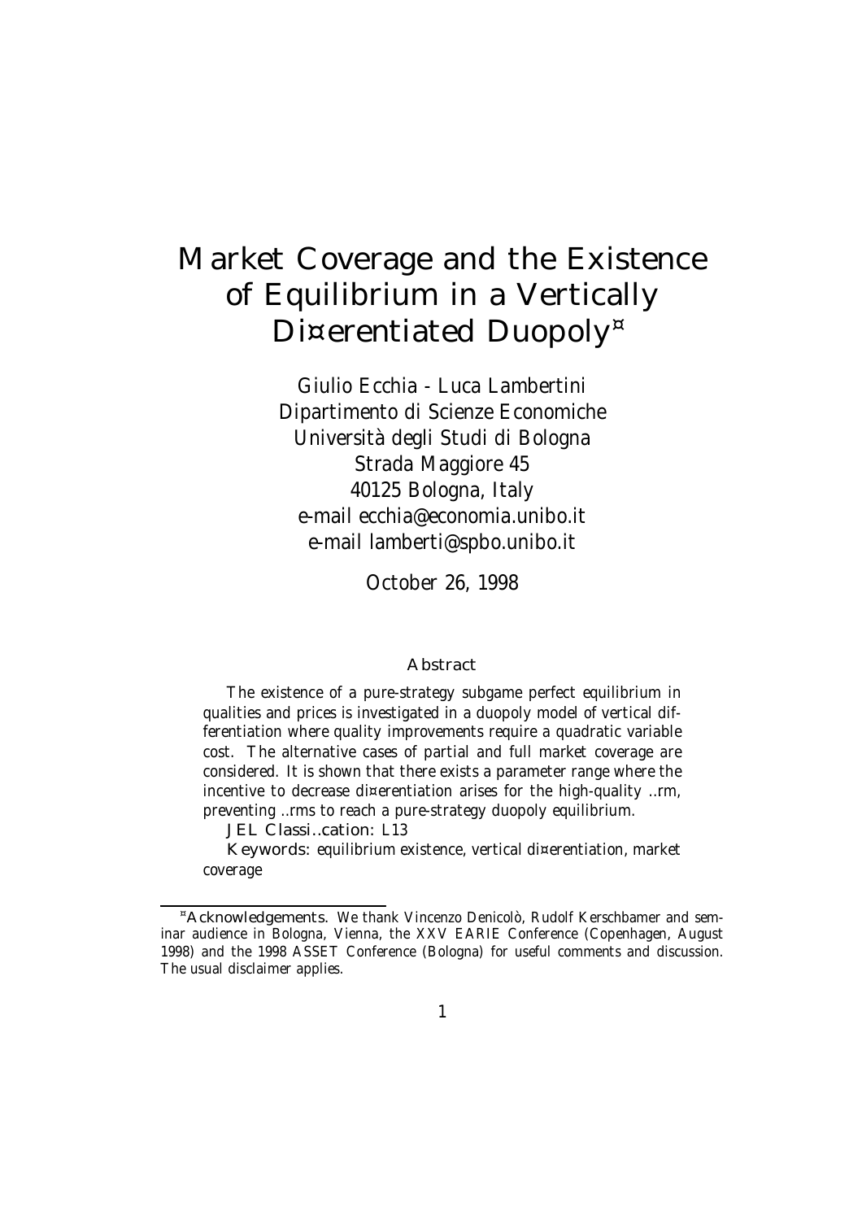# Market Coverage and the Existence of Equilibrium in a Vertically Di¤erentiated Duopoly[¤]

Giulio Ecchia - Luca Lambertini
Dipartimento di Scienze Economiche
Università degli Studi di Bologna
Strada Maggiore 45
40125 Bologna, Italy
e-mail ecchia@economia.unibo.it
e-mail lamberti@spbo.unibo.it

October 26, 1998

### Abstract

The existence of a pure-strategy subgame perfect equilibrium in qualities and prices is investigated in a duopoly model of vertical differentiation where quality improvements require a quadratic variable cost. The alternative cases of partial and full market coverage are considered. It is shown that there exists a parameter range where the incentive to decrease di¤erentiation arises for the high-quality ..rm, preventing ..rms to reach a pure-strategy duopoly equilibrium.

**JEL Classi..cation:** L13

**Keywords:** equilibrium existence, vertical di¤erentiation, market coverage

[¤] **Acknowledgements.** We thank Vincenzo Denicolò, Rudolf Kerschbamer and seminar audience in Bologna, Vienna, the XXV EARIE Conference (Copenhagen, August 1998) and the 1998 ASSET Conference (Bologna) for useful comments and discussion. The usual disclaimer applies.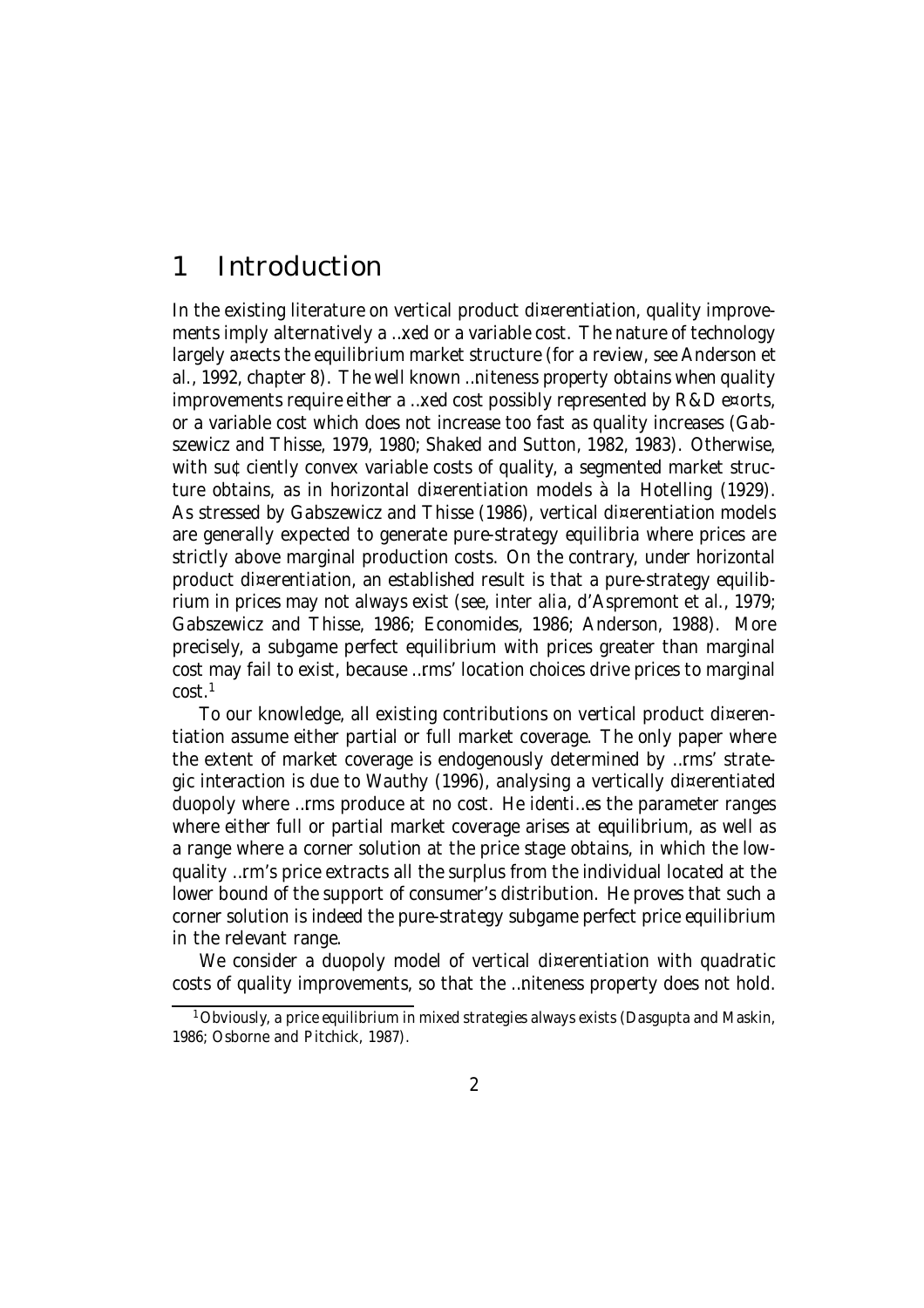# 1 Introduction

In the existing literature on vertical product differentiation, quality improvements imply alternatively a fixed or a variable cost. The nature of technology largely affects the equilibrium market structure (for a review, see Anderson et al., 1992, chapter 8). The well known finiteness property obtains when quality improvements require either a fixed cost possibly represented by R&D efforts, or a variable cost which does not increase too fast as quality increases (Gabszewicz and Thisse, 1979, 1980; Shaked and Sutton, 1982, 1983). Otherwise, with sufficiently convex variable costs of quality, a segmented market structure obtains, as in horizontal differentiation models *à la* Hotelling (1929). As stressed by Gabszewicz and Thisse (1986), vertical differentiation models are generally expected to generate pure-strategy equilibria where prices are strictly above marginal production costs. On the contrary, under horizontal product differentiation, an established result is that a pure-strategy equilibrium in prices may not always exist (see, *inter alia*, d'Aspremont et al., 1979; Gabszewicz and Thisse, 1986; Economides, 1986; Anderson, 1988). More precisely, a subgame perfect equilibrium with prices greater than marginal cost may fail to exist, because firms' location choices drive prices to marginal cost.[1]

To our knowledge, all existing contributions on vertical product differentiation assume either partial or full market coverage. The only paper where the extent of market coverage is endogenously determined by firms' strategic interaction is due to Wauthy (1996), analysing a vertically differentiated duopoly where firms produce at no cost. He identifies the parameter ranges where either full or partial market coverage arises at equilibrium, as well as a range where a corner solution at the price stage obtains, in which the low-quality firm's price extracts all the surplus from the individual located at the lower bound of the support of consumer's distribution. He proves that such a corner solution is indeed the pure-strategy subgame perfect price equilibrium in the relevant range.

We consider a duopoly model of vertical differentiation with quadratic costs of quality improvements, so that the finiteness property does not hold.

[1] Obviously, a price equilibrium in mixed strategies always exists (Dasgupta and Maskin, 1986; Osborne and Pitchick, 1987).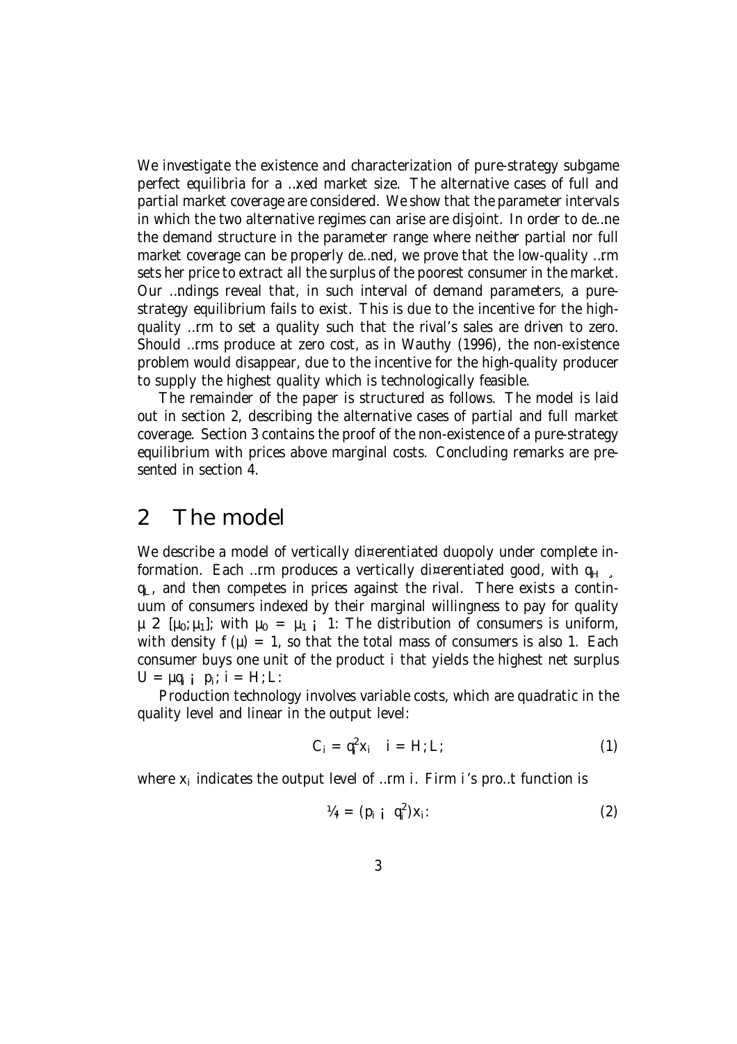We investigate the existence and characterization of pure-strategy subgame perfect equilibria for a fixed market size. The alternative cases of full and partial market coverage are considered. We show that the parameter intervals in which the two alternative regimes can arise are disjoint. In order to define the demand structure in the parameter range where neither partial nor full market coverage can be properly defined, we prove that the low-quality firm sets her price to extract all the surplus of the poorest consumer in the market. Our findings reveal that, in such interval of demand parameters, a pure-strategy equilibrium fails to exist. This is due to the incentive for the high-quality firm to set a quality such that the rival's sales are driven to zero. Should firms produce at zero cost, as in Wauthy (1996), the non-existence problem would disappear, due to the incentive for the high-quality producer to supply the highest quality which is technologically feasible.

The remainder of the paper is structured as follows. The model is laid out in section 2, describing the alternative cases of partial and full market coverage. Section 3 contains the proof of the non-existence of a pure-strategy equilibrium with prices above marginal costs. Concluding remarks are presented in section 4.

## 2 The model

We describe a model of vertically differentiated duopoly under complete information. Each firm produces a vertically differentiated good, with $q_H \geq q_L$, and then competes in prices against the rival. There exists a continuum of consumers indexed by their marginal willingness to pay for quality $\theta \in [\theta_0, \theta_1]$, with $\theta_0 = \theta_1 - 1$. The distribution of consumers is uniform, with density $f(\theta) = 1$, so that the total mass of consumers is also 1. Each consumer buys one unit of the product $i$ that yields the highest net surplus $U = \theta q_i - p_i$; $i = H, L$.

Production technology involves variable costs, which are quadratic in the quality level and linear in the output level:

$$C_i = q_i^2 x_i \quad i = H, L; \tag{1}$$

where $x_i$ indicates the output level of firm $i$. Firm $i$'s profit function is

$$\pi = (p_i - q_i^2)x_i. \tag{2}$$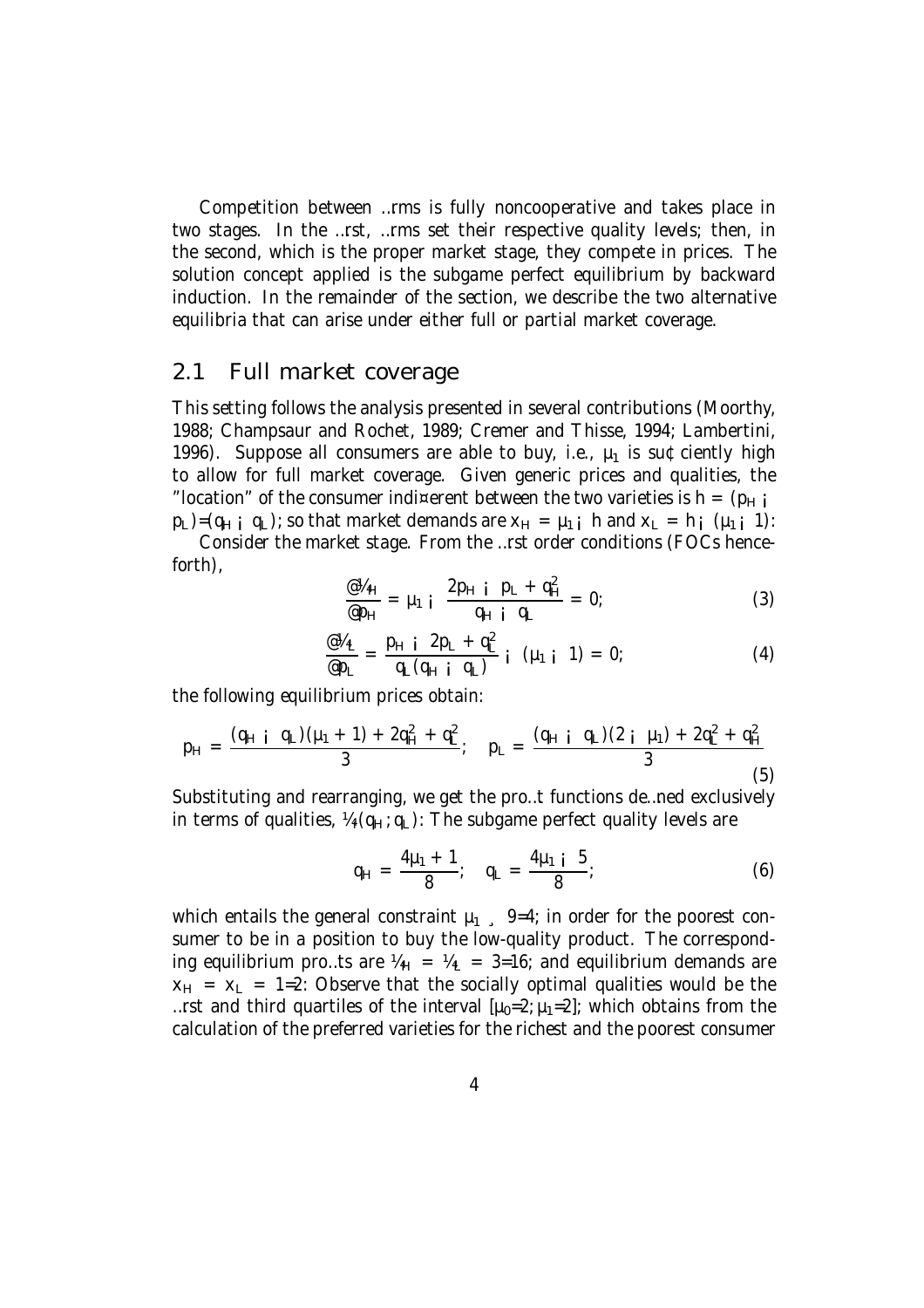Competition between firms is fully noncooperative and takes place in two stages. In the first, firms set their respective quality levels; then, in the second, which is the proper market stage, they compete in prices. The solution concept applied is the subgame perfect equilibrium by backward induction. In the remainder of the section, we describe the two alternative equilibria that can arise under either full or partial market coverage.

## 2.1 Full market coverage

This setting follows the analysis presented in several contributions (Moorthy, 1988; Champsaur and Rochet, 1989; Cremer and Thisse, 1994; Lambertini, 1996). Suppose all consumers are able to buy, i.e., $\mu_1$ is sufficiently high to allow for full market coverage. Given generic prices and qualities, the "location" of the consumer indifferent between the two varieties is $h = (p_H - p_L)/(q_H - q_L)$; so that market demands are $x_H = \mu_1 - h$ and $x_L = h - (\mu_1 - 1)$.

Consider the market stage. From the first order conditions (FOCs henceforth),

$$\frac{\partial \pi_H}{\partial p_H} = \mu_1 - \frac{2p_H - p_L + q_H^2}{q_H - q_L} = 0; \tag{3}$$

$$\frac{\partial \pi_L}{\partial p_L} = \frac{p_H - 2p_L + q_L^2}{q_L(q_H - q_L)} - (\mu_1 - 1) = 0; \tag{4}$$

the following equilibrium prices obtain:

$$p_H = \frac{(q_H - q_L)(\mu_1 + 1) + 2q_H^2 + q_L^2}{3}; \quad p_L = \frac{(q_H - q_L)(2 - \mu_1) + 2q_L^2 + q_H^2}{3} \tag{5}$$

Substituting and rearranging, we get the profit functions defined exclusively in terms of qualities, $\pi_i(q_H, q_L)$. The subgame perfect quality levels are

$$q_H = \frac{4\mu_1 + 1}{8}; \quad q_L = \frac{4\mu_1 - 5}{8}; \tag{6}$$

which entails the general constraint $\mu_1 \geq 9/4$, in order for the poorest consumer to be in a position to buy the low-quality product. The corresponding equilibrium profits are $\pi_H = \pi_L = 3/16$, and equilibrium demands are $x_H = x_L = 1/2$. Observe that the socially optimal qualities would be the first and third quartiles of the interval $[\mu_0/2, \mu_1/2]$, which obtains from the calculation of the preferred varieties for the richest and the poorest consumer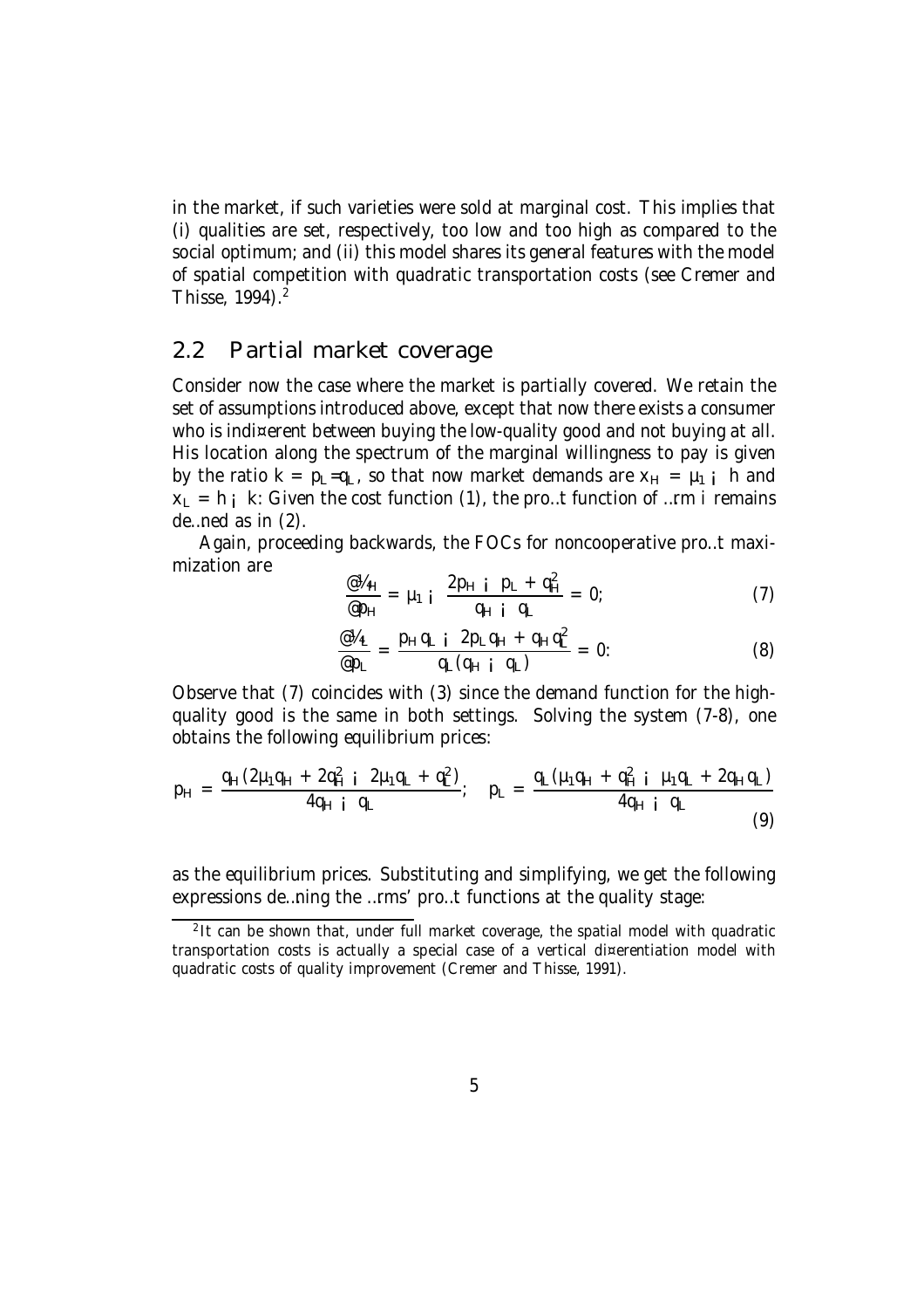in the market, if such varieties were sold at marginal cost. This implies that (i) qualities are set, respectively, too low and too high as compared to the social optimum; and (ii) this model shares its general features with the model of spatial competition with quadratic transportation costs (see Cremer and Thisse, 1994).[2]

## 2.2 Partial market coverage

Consider now the case where the market is partially covered. We retain the set of assumptions introduced above, except that now there exists a consumer who is indifferent between buying the low-quality good and not buying at all. His location along the spectrum of the marginal willingness to pay is given by the ratio $k = p_L/q_L$, so that now market demands are $x_H = \theta_1 - h$ and $x_L = h - k$. Given the cost function (1), the profit function of firm $i$ remains defined as in (2).

Again, proceeding backwards, the FOCs for noncooperative profit maximization are

$$\frac{\partial \pi_H}{\partial p_H} = \theta_1 - \frac{2p_H - p_L + q_H^2}{q_H - q_L} = 0; \tag{7}$$

$$\frac{\partial \pi_L}{\partial p_L} = \frac{p_H q_L - 2p_L q_H + q_H q_L^2}{q_L(q_H - q_L)} = 0. \tag{8}$$

Observe that (7) coincides with (3) since the demand function for the high-quality good is the same in both settings. Solving the system (7-8), one obtains the following equilibrium prices:

$$p_H = \frac{q_H(2\theta_1 q_H + 2q_H^2 - 2\theta_1 q_L + q_L^2)}{4q_H - q_L}; \quad p_L = \frac{q_L(\theta_1 q_H + q_H^2 - \theta_1 q_L + 2q_H q_L)}{4q_H - q_L} \tag{9}$$

as the equilibrium prices. Substituting and simplifying, we get the following expressions defining the firms' profit functions at the quality stage:

[2] It can be shown that, under full market coverage, the spatial model with quadratic transportation costs is actually a special case of a vertical differentiation model with quadratic costs of quality improvement (Cremer and Thisse, 1991).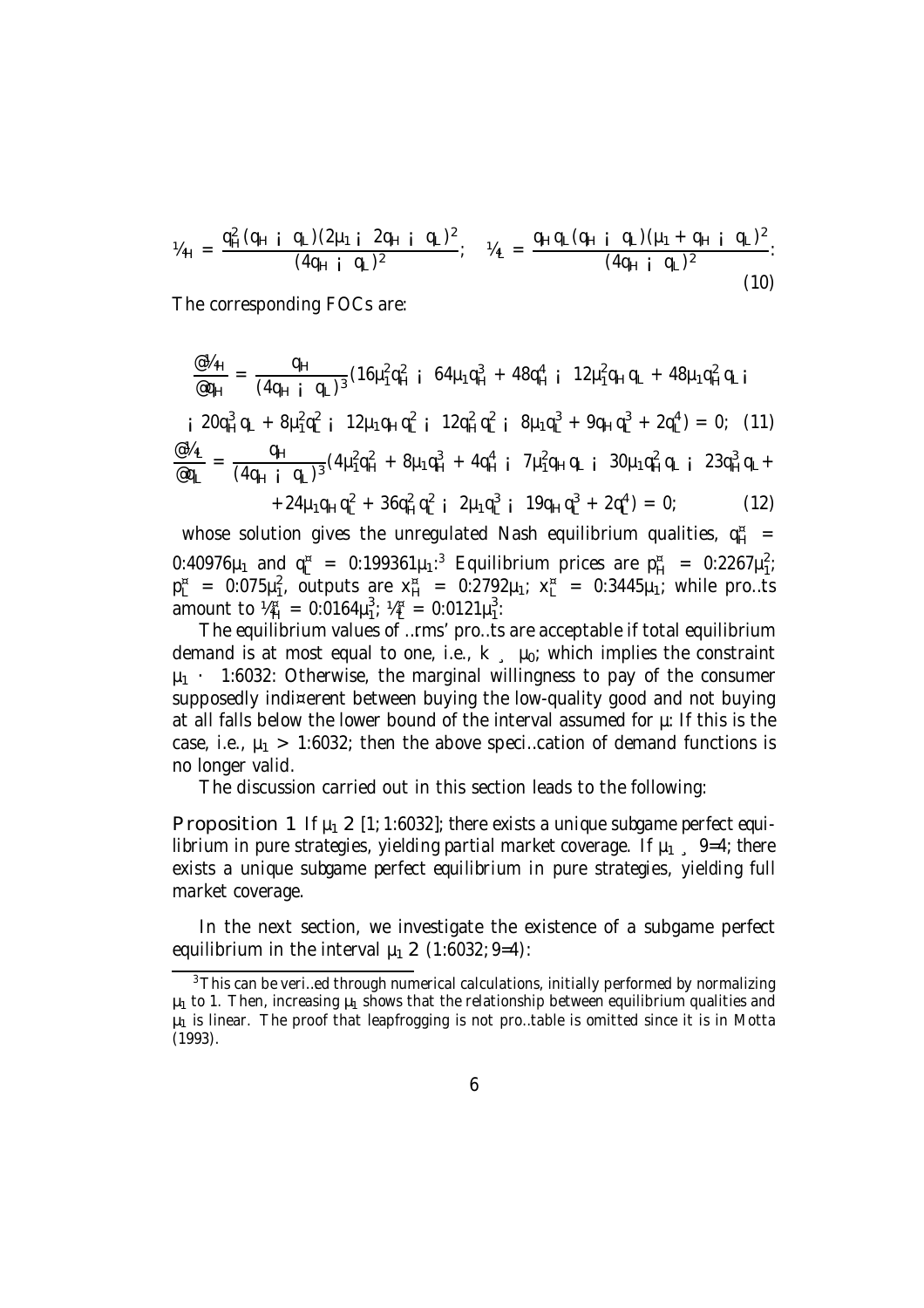$$\pi_H = \frac{q_H^2(q_H - q_L)(2\mu_1 - 2q_H - q_L)^2}{(4q_H - q_L)^2}; \quad \pi_L = \frac{q_H q_L(q_H - q_L)(\mu_1 + q_H - q_L)^2}{(4q_H - q_L)^2}. \tag{10}$$

The corresponding FOCs are:

$$\frac{\partial \pi_H}{\partial q_H} = \frac{q_H}{(4q_H - q_L)^3}(16\mu_1^2 q_H^2 - 64\mu_1 q_H^3 + 48q_H^4 - 12\mu_1^2 q_H q_L + 48\mu_1 q_H^2 q_L -$$
$$- 20q_H^3 q_L + 8\mu_1^2 q_L^2 - 12\mu_1 q_H q_L^2 - 12q_H^2 q_L^2 - 8\mu_1 q_L^3 + 9q_H q_L^3 + 2q_L^4) = 0; \tag{11}$$
$$\frac{\partial \pi_L}{\partial q_L} = \frac{q_H}{(4q_H - q_L)^3}(4\mu_1^2 q_H^2 + 8\mu_1 q_H^3 + 4q_H^4 - 7\mu_1^2 q_H q_L - 30\mu_1 q_H^2 q_L - 23q_H^3 q_L +$$
$$+ 24\mu_1 q_H q_L^2 + 36q_H^2 q_L^2 - 2\mu_1 q_L^3 - 19q_H q_L^3 + 2q_L^4) = 0; \tag{12}$$

whose solution gives the unregulated Nash equilibrium qualities, $q_H^* = 0.40976\mu_1$ and $q_L^* = 0.199361\mu_1$.[3] Equilibrium prices are $p_H^* = 0.2267\mu_1^2$; $p_L^* = 0.075\mu_1^2$, outputs are $x_H^* = 0.2792\mu_1$; $x_L^* = 0.3445\mu_1$; while profits amount to $\pi_H^* = 0.0164\mu_1^3$; $\pi_L^* = 0.0121\mu_1^3$.

The equilibrium values of firms' profits are acceptable if total equilibrium demand is at most equal to one, i.e., $k \geq \mu_0$; which implies the constraint $\mu_1 \leq 1.6032$. Otherwise, the marginal willingness to pay of the consumer supposedly indifferent between buying the low-quality good and not buying at all falls below the lower bound of the interval assumed for $\mu$. If this is the case, i.e., $\mu_1 > 1.6032$; then the above specification of demand functions is no longer valid.

The discussion carried out in this section leads to the following:

**Proposition 1** *If $\mu_1 \in [1, 1.6032]$; there exists a unique subgame perfect equilibrium in pure strategies, yielding partial market coverage. If $\mu_1 \geq 9/4$; there exists a unique subgame perfect equilibrium in pure strategies, yielding full market coverage.*

In the next section, we investigate the existence of a subgame perfect equilibrium in the interval $\mu_1 \in (1.6032, 9/4)$.

[3] This can be verified through numerical calculations, initially performed by normalizing $\mu_1$ to 1. Then, increasing $\mu_1$ shows that the relationship between equilibrium qualities and $\mu_1$ is linear. The proof that leapfrogging is not profitable is omitted since it is in Motta (1993).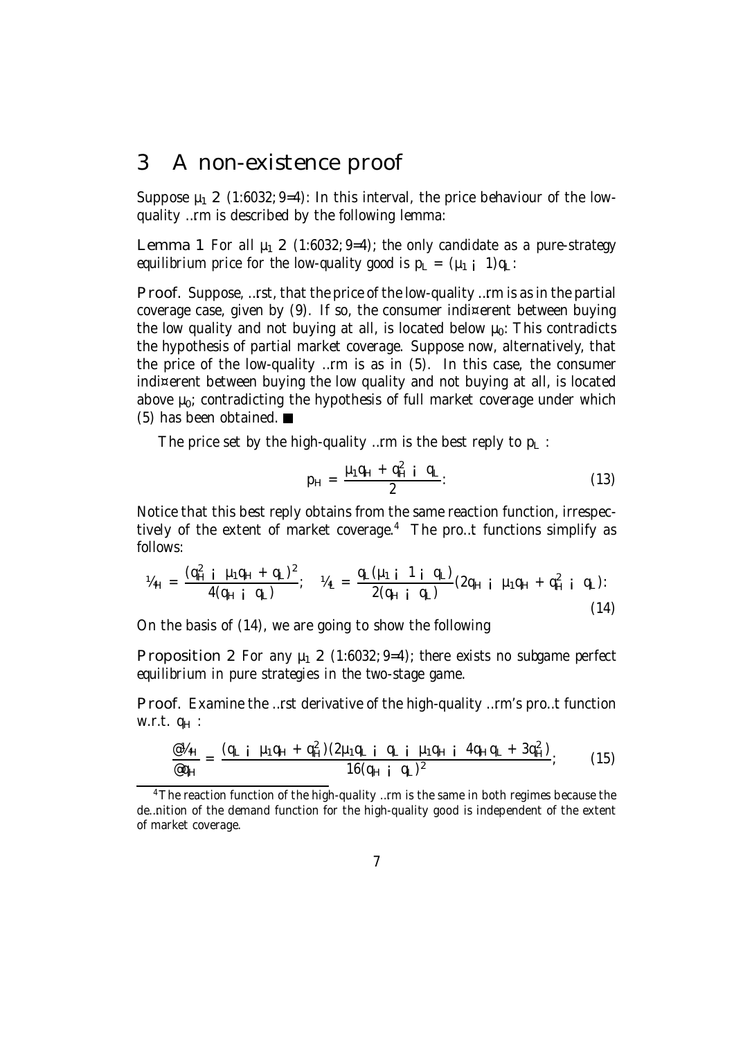## 3 A non-existence proof

Suppose $\theta_1 \in (1.6032, 9/4)$. In this interval, the price behaviour of the low-quality firm is described by the following lemma:

**Lemma 1** *For all $\theta_1 \in (1.6032, 9/4)$, the only candidate as a pure-strategy equilibrium price for the low-quality good is $p_L = (\theta_1 - 1)q_L$.*

**Proof.** Suppose, first, that the price of the low-quality firm is as in the partial coverage case, given by (9). If so, the consumer indifferent between buying the low quality and not buying at all, is located below $\theta_0$. This contradicts the hypothesis of partial market coverage. Suppose now, alternatively, that the price of the low-quality firm is as in (5). In this case, the consumer indifferent between buying the low quality and not buying at all, is located above $\theta_0$, contradicting the hypothesis of full market coverage under which (5) has been obtained. ■

The price set by the high-quality firm is the best reply to $p_L$:

$$p_H = \frac{\theta_1 q_H + q_H^2 - q_L}{2}. \tag{13}$$

Notice that this best reply obtains from the same reaction function, irrespectively of the extent of market coverage.[4] The profit functions simplify as follows:

$$\pi_H = \frac{(q_H^2 - \theta_1 q_H + q_L)^2}{4(q_H - q_L)}; \quad \pi_L = \frac{q_L(\theta_1 - 1 - q_L)}{2(q_H - q_L)}(2q_H - \theta_1 q_H + q_H^2 - q_L). \tag{14}$$

On the basis of (14), we are going to show the following

**Proposition 2** *For any $\theta_1 \in (1.6032, 9/4)$, there exists no subgame perfect equilibrium in pure strategies in the two-stage game.*

**Proof.** Examine the first derivative of the high-quality firm's profit function w.r.t. $q_H$:

$$\frac{\partial \pi_H}{\partial q_H} = \frac{(q_L - \theta_1 q_H + q_H^2)(2\theta_1 q_L - q_L - \theta_1 q_H - 4q_H q_L + 3q_H^2)}{16(q_H - q_L)^2}, \tag{15}$$

[4] The reaction function of the high-quality firm is the same in both regimes because the definition of the demand function for the high-quality good is independent of the extent of market coverage.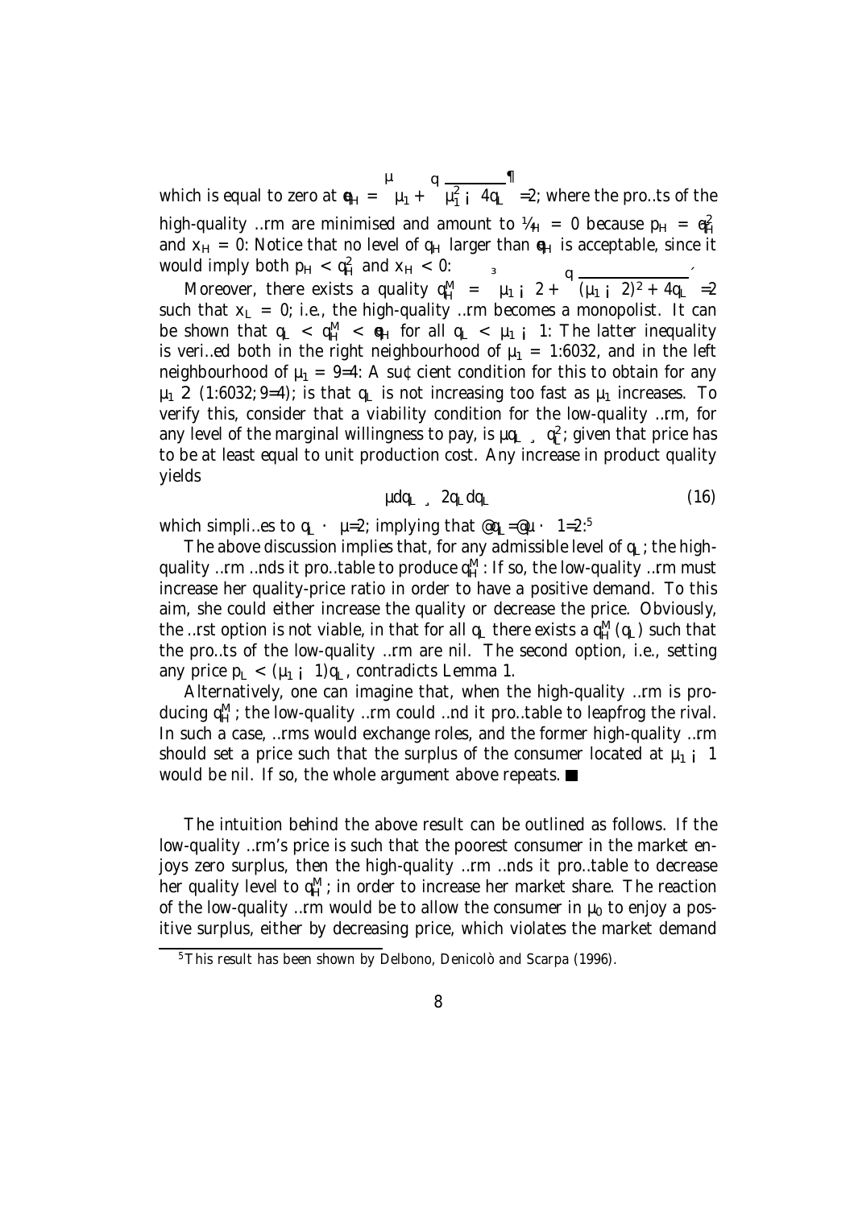which is equal to zero at $\hat{q}_H = \left(\mu_1 + \sqrt{\mu_1^2 - 4q_L}\right)/2$; where the profits of the high-quality firm are minimised and amount to $\pi_H = 0$ because $p_H = \hat{q}_H^2$ and $x_H = 0$: Notice that no level of $q_H$ larger than $\hat{q}_H$ is acceptable, since it would imply both $p_H < q_H^2$ and $x_H < 0$.

Moreover, there exists a quality $q_H^M = \left(\mu_1 - 2 + \sqrt{(\mu_1 - 2)^2 + 4q_L}\right)/2$ such that $x_L = 0$; i.e., the high-quality firm becomes a monopolist. It can be shown that $q_L < q_H^M < \hat{q}_H$ for all $q_L < \mu_1 - 1$: The latter inequality is verified both in the right neighbourhood of $\mu_1 = 1.6032$, and in the left neighbourhood of $\mu_1 = 9/4$: A sufficient condition for this to obtain for any $\mu_1 \in (1.6032; 9/4)$; is that $q_L$ is not increasing too fast as $\mu_1$ increases. To verify this, consider that a viability condition for the low-quality firm, for any level of the marginal willingness to pay, is $\mu q_L \geq q_L^2$; given that price has to be at least equal to unit production cost. Any increase in product quality yields

$$\mu dq_L \geq 2q_L dq_L \tag{16}$$

which simplifies to $q_L \leq \mu/2$; implying that $\partial q_L/\partial \mu \leq 1/2$.[5]

The above discussion implies that, for any admissible level of $q_L$; the high-quality firm finds it profitable to produce $q_H^M$: If so, the low-quality firm must increase her quality-price ratio in order to have a positive demand. To this aim, she could either increase the quality or decrease the price. Obviously, the first option is not viable, in that for all $q_L$ there exists a $q_H^M(q_L)$ such that the profits of the low-quality firm are nil. The second option, i.e., setting any price $p_L < (\mu_1 - 1)q_L$, contradicts Lemma 1.

Alternatively, one can imagine that, when the high-quality firm is producing $q_H^M$; the low-quality firm could find it profitable to leapfrog the rival. In such a case, firms would exchange roles, and the former high-quality firm should set a price such that the surplus of the consumer located at $\mu_1 - 1$ would be nil. If so, the whole argument above repeats. ■

The intuition behind the above result can be outlined as follows. If the low-quality firm's price is such that the poorest consumer in the market enjoys zero surplus, then the high-quality firm finds it profitable to decrease her quality level to $q_H^M$; in order to increase her market share. The reaction of the low-quality firm would be to allow the consumer in $\mu_0$ to enjoy a positive surplus, either by decreasing price, which violates the market demand

[5] This result has been shown by Delbono, Denicolò and Scarpa (1996).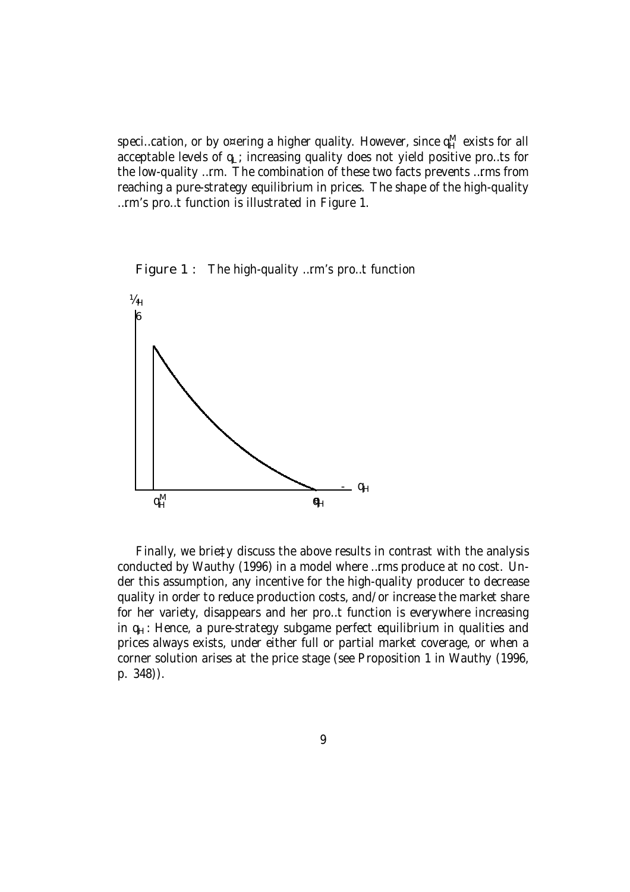specification, or by offering a higher quality. However, since $q_H^M$ exists for all acceptable levels of $q_L$; increasing quality does not yield positive profits for the low-quality firm. The combination of these two facts prevents firms from reaching a pure-strategy equilibrium in prices. The shape of the high-quality firm's profit function is illustrated in Figure 1.

**Figure 1 :** The high-quality firm's profit function

Finally, we briefly discuss the above results in contrast with the analysis conducted by Wauthy (1996) in a model where firms produce at no cost. Under this assumption, any incentive for the high-quality producer to decrease quality in order to reduce production costs, and/or increase the market share for her variety, disappears and her profit function is everywhere increasing in $q_H$: Hence, a pure-strategy subgame perfect equilibrium in qualities and prices always exists, under either full or partial market coverage, or when a corner solution arises at the price stage (see Proposition 1 in Wauthy (1996, p. 348)).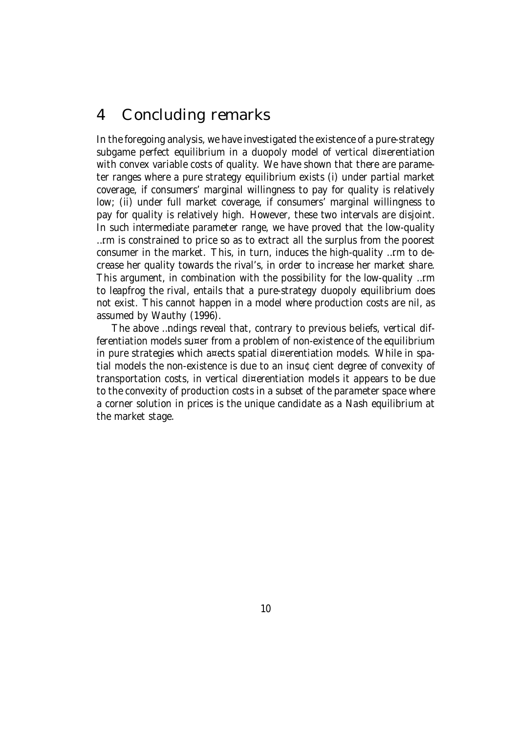# 4 Concluding remarks

In the foregoing analysis, we have investigated the existence of a pure-strategy subgame perfect equilibrium in a duopoly model of vertical differentiation with convex variable costs of quality. We have shown that there are parameter ranges where a pure strategy equilibrium exists (i) under partial market coverage, if consumers' marginal willingness to pay for quality is relatively low; (ii) under full market coverage, if consumers' marginal willingness to pay for quality is relatively high. However, these two intervals are disjoint. In such intermediate parameter range, we have proved that the low-quality firm is constrained to price so as to extract all the surplus from the poorest consumer in the market. This, in turn, induces the high-quality firm to decrease her quality towards the rival's, in order to increase her market share. This argument, in combination with the possibility for the low-quality firm to leapfrog the rival, entails that a pure-strategy duopoly equilibrium does not exist. This cannot happen in a model where production costs are nil, as assumed by Wauthy (1996).

The above findings reveal that, contrary to previous beliefs, vertical differentiation models suffer from a problem of non-existence of the equilibrium in pure strategies which affects spatial differentiation models. While in spatial models the non-existence is due to an insufficient degree of convexity of transportation costs, in vertical differentiation models it appears to be due to the convexity of production costs in a subset of the parameter space where a corner solution in prices is the unique candidate as a Nash equilibrium at the market stage.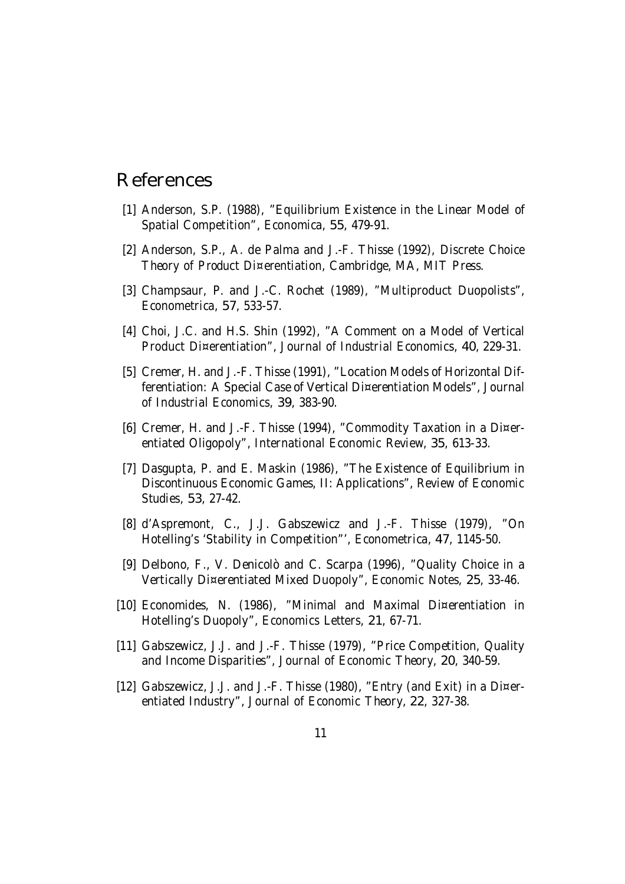# References

[1] Anderson, S.P. (1988), "Equilibrium Existence in the Linear Model of Spatial Competition", *Economica*, **55**, 479-91.

[2] Anderson, S.P., A. de Palma and J.-F. Thisse (1992), *Discrete Choice Theory of Product Di¤erentiation*, Cambridge, MA, MIT Press.

[3] Champsaur, P. and J.-C. Rochet (1989), "Multiproduct Duopolists", *Econometrica*, **57**, 533-57.

[4] Choi, J.C. and H.S. Shin (1992), "A Comment on a Model of Vertical Product Di¤erentiation", *Journal of Industrial Economics*, **40**, 229-31.

[5] Cremer, H. and J.-F. Thisse (1991), "Location Models of Horizontal Differentiation: A Special Case of Vertical Di¤erentiation Models", *Journal of Industrial Economics*, **39**, 383-90.

[6] Cremer, H. and J.-F. Thisse (1994), "Commodity Taxation in a Di¤erentiated Oligopoly", *International Economic Review*, **35**, 613-33.

[7] Dasgupta, P. and E. Maskin (1986), "The Existence of Equilibrium in Discontinuous Economic Games, II: Applications", *Review of Economic Studies*, **53**, 27-42.

[8] d'Aspremont, C., J.J. Gabszewicz and J.-F. Thisse (1979), "On Hotelling's 'Stability in Competition"', *Econometrica*, **47**, 1145-50.

[9] Delbono, F., V. Denicolò and C. Scarpa (1996), "Quality Choice in a Vertically Di¤erentiated Mixed Duopoly", *Economic Notes*, **25**, 33-46.

[10] Economides, N. (1986), "Minimal and Maximal Di¤erentiation in Hotelling's Duopoly", *Economics Letters*, **21**, 67-71.

[11] Gabszewicz, J.J. and J.-F. Thisse (1979), "Price Competition, Quality and Income Disparities", *Journal of Economic Theory*, **20**, 340-59.

[12] Gabszewicz, J.J. and J.-F. Thisse (1980), "Entry (and Exit) in a Di¤erentiated Industry", *Journal of Economic Theory*, **22**, 327-38.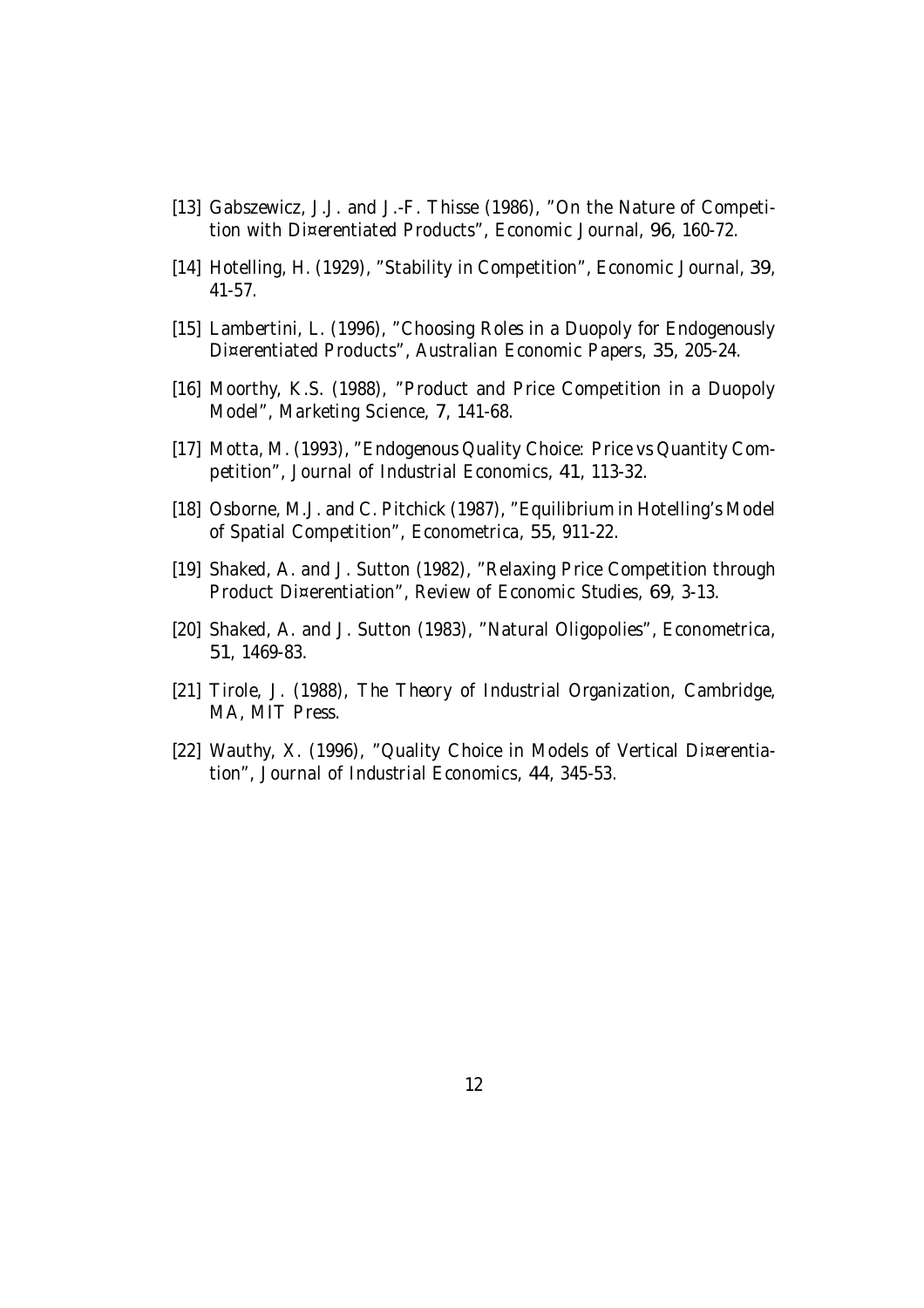[13] Gabszewicz, J.J. and J.-F. Thisse (1986), "On the Nature of Competition with Di¤erentiated Products", *Economic Journal*, **96**, 160-72.

[14] Hotelling, H. (1929), "Stability in Competition", *Economic Journal*, **39**, 41-57.

[15] Lambertini, L. (1996), "Choosing Roles in a Duopoly for Endogenously Di¤erentiated Products", *Australian Economic Papers*, **35**, 205-24.

[16] Moorthy, K.S. (1988), "Product and Price Competition in a Duopoly Model", *Marketing Science*, **7**, 141-68.

[17] Motta, M. (1993), "Endogenous Quality Choice: Price vs Quantity Competition", *Journal of Industrial Economics*, **41**, 113-32.

[18] Osborne, M.J. and C. Pitchick (1987), "Equilibrium in Hotelling's Model of Spatial Competition", *Econometrica*, **55**, 911-22.

[19] Shaked, A. and J. Sutton (1982), "Relaxing Price Competition through Product Di¤erentiation", *Review of Economic Studies*, **69**, 3-13.

[20] Shaked, A. and J. Sutton (1983), "Natural Oligopolies", *Econometrica*, **51**, 1469-83.

[21] Tirole, J. (1988), *The Theory of Industrial Organization*, Cambridge, MA, MIT Press.

[22] Wauthy, X. (1996), "Quality Choice in Models of Vertical Di¤erentiation", *Journal of Industrial Economics*, **44**, 345-53.